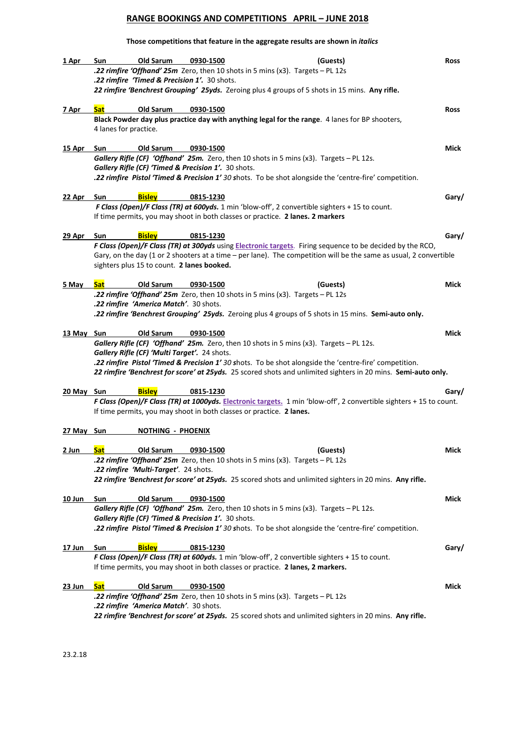# RANGE BOOKINGS AND COMPETITIONS APRIL – JUNE 2018

**Those competitions that feature in the aggregate results are shown in *italics***

**1 Apr** Sun Old Sarum 0930-1500 (Guests) **Ross**
***.22 rimfire 'Offhand' 25m*** Zero, then 10 shots in 5 mins (x3). Targets – PL 12s
***.22 rimfire 'Timed & Precision 1'.*** 30 shots.
***22 rimfire 'Benchrest Grouping' 25yds.*** Zeroing plus 4 groups of 5 shots in 15 mins. **Any rifle.**

**7 Apr** **Sat** Old Sarum 0930-1500 **Ross**
**Black Powder day plus practice day with anything legal for the range**. 4 lanes for BP shooters, 4 lanes for practice.

**15 Apr** Sun Old Sarum 0930-1500 **Mick**
***Gallery Rifle (CF) 'Offhand' 25m.*** Zero, then 10 shots in 5 mins (x3). Targets – PL 12s.
***Gallery Rifle (CF) 'Timed & Precision 1'.*** 30 shots.
***.22 rimfire Pistol 'Timed & Precision 1'*** *30* shots. To be shot alongside the 'centre-fire' competition.

**22 Apr** Sun **Bisley** 0815-1230 **Gary/**
***F Class (Open)/F Class (TR) at 600yds.*** 1 min 'blow-off', 2 convertible sighters + 15 to count.
If time permits, you may shoot in both classes or practice. **2 lanes. 2 markers**

**29 Apr** Sun **Bisley** 0815-1230 **Gary/**
***F Class (Open)/F Class (TR) at 300yds*** using **Electronic targets**. Firing sequence to be decided by the RCO, Gary, on the day (1 or 2 shooters at a time – per lane). The competition will be the same as usual, 2 convertible sighters plus 15 to count. **2 lanes booked.**

**5 May** **Sat** Old Sarum 0930-1500 (Guests) **Mick**
***.22 rimfire 'Offhand' 25m*** Zero, then 10 shots in 5 mins (x3). Targets – PL 12s
***.22 rimfire 'America Match'***. 30 shots.
***.22 rimfire 'Benchrest Grouping' 25yds.*** Zeroing plus 4 groups of 5 shots in 15 mins. **Semi-auto only.**

**13 May** Sun Old Sarum 0930-1500 **Mick**
***Gallery Rifle (CF) 'Offhand' 25m*** Zero, then 10 shots in 5 mins (x3). Targets – PL 12s.
***Gallery Rifle (CF) 'Multi Target'.*** 24 shots.
***.22 rimfire Pistol 'Timed & Precision 1'*** *30* shots. To be shot alongside the 'centre-fire' competition.
***22 rimfire 'Benchrest for score' at 25yds.*** 25 scored shots and unlimited sighters in 20 mins. **Semi-auto only.**

**20 May** Sun **Bisley** 0815-1230 **Gary/**
***F Class (Open)/F Class (TR) at 1000yds.*** **Electronic targets.** 1 min 'blow-off', 2 convertible sighters + 15 to count.
If time permits, you may shoot in both classes or practice. **2 lanes.**

**27 May** Sun **NOTHING - PHOENIX**

**2 Jun** **Sat** Old Sarum 0930-1500 (Guests) **Mick**
***.22 rimfire 'Offhand' 25m*** Zero, then 10 shots in 5 mins (x3). Targets – PL 12s
***.22 rimfire 'Multi-Target'***. 24 shots.
***22 rimfire 'Benchrest for score' at 25yds.*** 25 scored shots and unlimited sighters in 20 mins. **Any rifle.**

**10 Jun** Sun Old Sarum 0930-1500 **Mick**
***Gallery Rifle (CF) 'Offhand' 25m.*** Zero, then 10 shots in 5 mins (x3). Targets – PL 12s.
***Gallery Rifle (CF) 'Timed & Precision 1'.*** 30 shots.
***.22 rimfire Pistol 'Timed & Precision 1'*** *30* shots. To be shot alongside the 'centre-fire' competition.

**17 Jun** Sun **Bisley** 0815-1230 **Gary/**
***F Class (Open)/F Class (TR) at 600yds.*** 1 min 'blow-off', 2 convertible sighters + 15 to count.
If time permits, you may shoot in both classes or practice. **2 lanes, 2 markers.**

**23 Jun** **Sat** Old Sarum 0930-1500 **Mick**
***.22 rimfire 'Offhand' 25m*** Zero, then 10 shots in 5 mins (x3). Targets – PL 12s
***.22 rimfire 'America Match'***. 30 shots.
***22 rimfire 'Benchrest for score' at 25yds.*** 25 scored shots and unlimited sighters in 20 mins. **Any rifle.**

23.2.18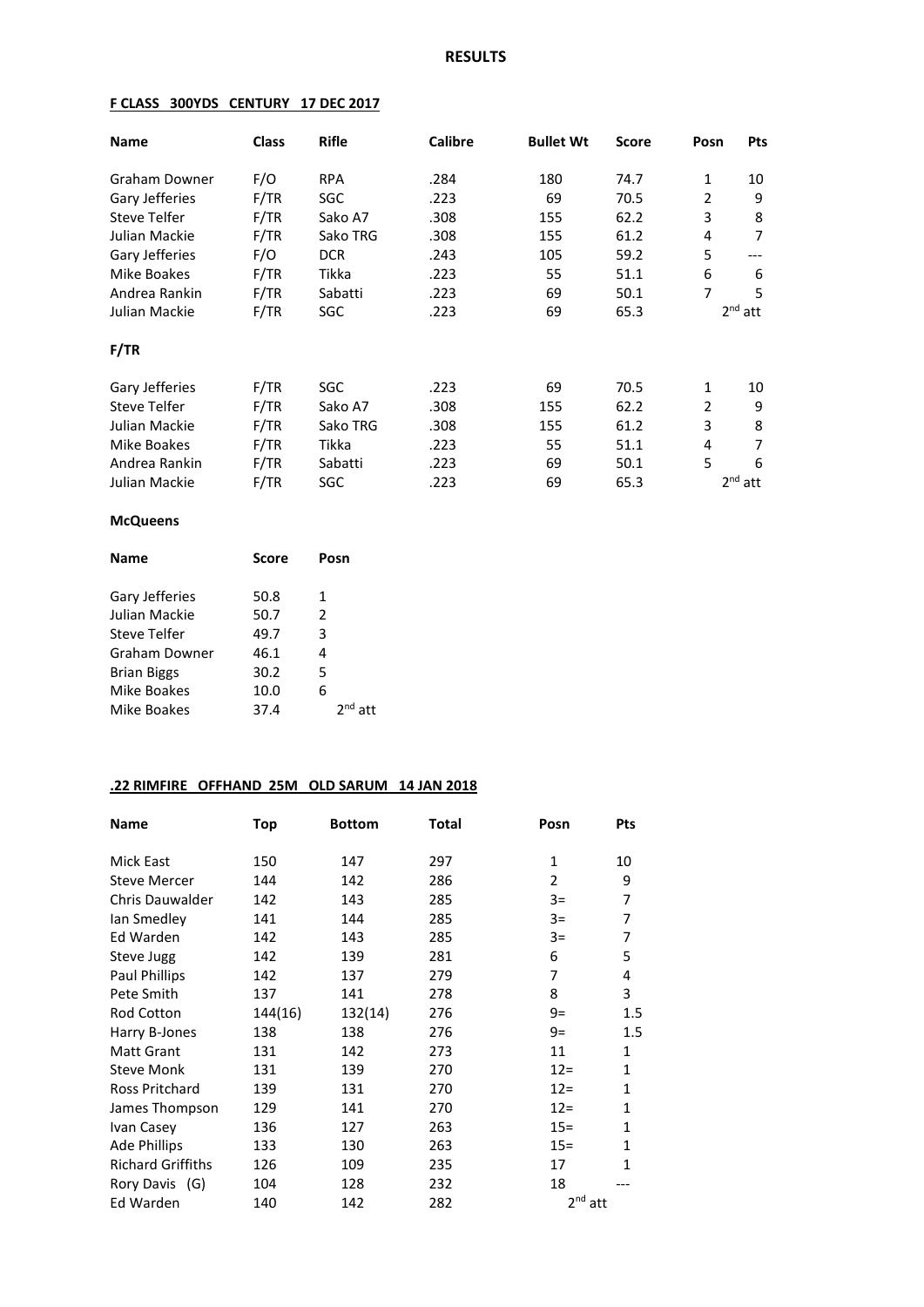## RESULTS

**F CLASS 300YDS CENTURY 17 DEC 2017**

| Name | Class | Rifle | Calibre | Bullet Wt | Score | Posn | Pts |
|---|---|---|---|---|---|---|---|
| Graham Downer | F/O | RPA | .284 | 180 | 74.7 | 1 | 10 |
| Gary Jefferies | F/TR | SGC | .223 | 69 | 70.5 | 2 | 9 |
| Steve Telfer | F/TR | Sako A7 | .308 | 155 | 62.2 | 3 | 8 |
| Julian Mackie | F/TR | Sako TRG | .308 | 155 | 61.2 | 4 | 7 |
| Gary Jefferies | F/O | DCR | .243 | 105 | 59.2 | 5 | --- |
| Mike Boakes | F/TR | Tikka | .223 | 55 | 51.1 | 6 | 6 |
| Andrea Rankin | F/TR | Sabatti | .223 | 69 | 50.1 | 7 | 5 |
| Julian Mackie | F/TR | SGC | .223 | 69 | 65.3 | 2nd att | |

**F/TR**

| Name | Class | Rifle | Calibre | Bullet Wt | Score | Posn | Pts |
|---|---|---|---|---|---|---|---|
| Gary Jefferies | F/TR | SGC | .223 | 69 | 70.5 | 1 | 10 |
| Steve Telfer | F/TR | Sako A7 | .308 | 155 | 62.2 | 2 | 9 |
| Julian Mackie | F/TR | Sako TRG | .308 | 155 | 61.2 | 3 | 8 |
| Mike Boakes | F/TR | Tikka | .223 | 55 | 51.1 | 4 | 7 |
| Andrea Rankin | F/TR | Sabatti | .223 | 69 | 50.1 | 5 | 6 |
| Julian Mackie | F/TR | SGC | .223 | 69 | 65.3 | 2nd att | |

**McQueens**

| Name | Score | Posn |
|---|---|---|
| Gary Jefferies | 50.8 | 1 |
| Julian Mackie | 50.7 | 2 |
| Steve Telfer | 49.7 | 3 |
| Graham Downer | 46.1 | 4 |
| Brian Biggs | 30.2 | 5 |
| Mike Boakes | 10.0 | 6 |
| Mike Boakes | 37.4 | 2nd att |

**.22 RIMFIRE OFFHAND 25M OLD SARUM 14 JAN 2018**

| Name | Top | Bottom | Total | Posn | Pts |
|---|---|---|---|---|---|
| Mick East | 150 | 147 | 297 | 1 | 10 |
| Steve Mercer | 144 | 142 | 286 | 2 | 9 |
| Chris Dauwalder | 142 | 143 | 285 | 3= | 7 |
| Ian Smedley | 141 | 144 | 285 | 3= | 7 |
| Ed Warden | 142 | 143 | 285 | 3= | 7 |
| Steve Jugg | 142 | 139 | 281 | 6 | 5 |
| Paul Phillips | 142 | 137 | 279 | 7 | 4 |
| Pete Smith | 137 | 141 | 278 | 8 | 3 |
| Rod Cotton | 144(16) | 132(14) | 276 | 9= | 1.5 |
| Harry B-Jones | 138 | 138 | 276 | 9= | 1.5 |
| Matt Grant | 131 | 142 | 273 | 11 | 1 |
| Steve Monk | 131 | 139 | 270 | 12= | 1 |
| Ross Pritchard | 139 | 131 | 270 | 12= | 1 |
| James Thompson | 129 | 141 | 270 | 12= | 1 |
| Ivan Casey | 136 | 127 | 263 | 15= | 1 |
| Ade Phillips | 133 | 130 | 263 | 15= | 1 |
| Richard Griffiths | 126 | 109 | 235 | 17 | 1 |
| Rory Davis (G) | 104 | 128 | 232 | 18 | --- |
| Ed Warden | 140 | 142 | 282 | 2nd att | |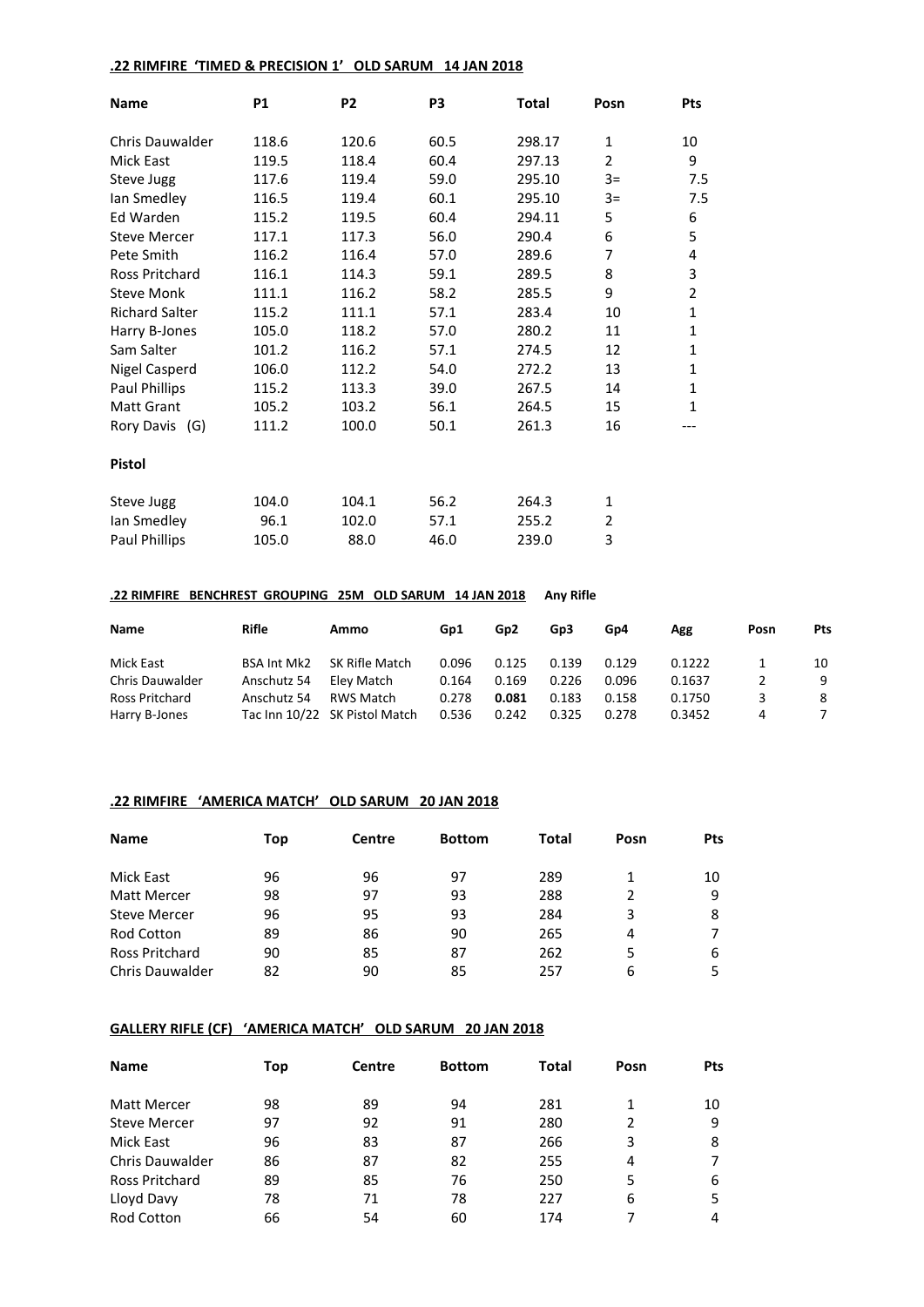**.22 RIMFIRE 'TIMED & PRECISION 1' OLD SARUM 14 JAN 2018**

| Name | P1 | P2 | P3 | Total | Posn | Pts |
|---|---|---|---|---|---|---|
| Chris Dauwalder | 118.6 | 120.6 | 60.5 | 298.17 | 1 | 10 |
| Mick East | 119.5 | 118.4 | 60.4 | 297.13 | 2 | 9 |
| Steve Jugg | 117.6 | 119.4 | 59.0 | 295.10 | 3= | 7.5 |
| Ian Smedley | 116.5 | 119.4 | 60.1 | 295.10 | 3= | 7.5 |
| Ed Warden | 115.2 | 119.5 | 60.4 | 294.11 | 5 | 6 |
| Steve Mercer | 117.1 | 117.3 | 56.0 | 290.4 | 6 | 5 |
| Pete Smith | 116.2 | 116.4 | 57.0 | 289.6 | 7 | 4 |
| Ross Pritchard | 116.1 | 114.3 | 59.1 | 289.5 | 8 | 3 |
| Steve Monk | 111.1 | 116.2 | 58.2 | 285.5 | 9 | 2 |
| Richard Salter | 115.2 | 111.1 | 57.1 | 283.4 | 10 | 1 |
| Harry B-Jones | 105.0 | 118.2 | 57.0 | 280.2 | 11 | 1 |
| Sam Salter | 101.2 | 116.2 | 57.1 | 274.5 | 12 | 1 |
| Nigel Casperd | 106.0 | 112.2 | 54.0 | 272.2 | 13 | 1 |
| Paul Phillips | 115.2 | 113.3 | 39.0 | 267.5 | 14 | 1 |
| Matt Grant | 105.2 | 103.2 | 56.1 | 264.5 | 15 | 1 |
| Rory Davis (G) | 111.2 | 100.0 | 50.1 | 261.3 | 16 | --- |
| **Pistol** | | | | | | |
| Steve Jugg | 104.0 | 104.1 | 56.2 | 264.3 | 1 | |
| Ian Smedley | 96.1 | 102.0 | 57.1 | 255.2 | 2 | |
| Paul Phillips | 105.0 | 88.0 | 46.0 | 239.0 | 3 | |

**.22 RIMFIRE BENCHREST GROUPING 25M OLD SARUM 14 JAN 2018** **Any Rifle**

| Name | Rifle | Ammo | Gp1 | Gp2 | Gp3 | Gp4 | Agg | Posn | Pts |
|---|---|---|---|---|---|---|---|---|---|
| Mick East | BSA Int Mk2 | SK Rifle Match | 0.096 | 0.125 | 0.139 | 0.129 | 0.1222 | 1 | 10 |
| Chris Dauwalder | Anschutz 54 | Eley Match | 0.164 | 0.169 | 0.226 | 0.096 | 0.1637 | 2 | 9 |
| Ross Pritchard | Anschutz 54 | RWS Match | 0.278 | **0.081** | 0.183 | 0.158 | 0.1750 | 3 | 8 |
| Harry B-Jones | Tac Inn 10/22 | SK Pistol Match | 0.536 | 0.242 | 0.325 | 0.278 | 0.3452 | 4 | 7 |

**.22 RIMFIRE 'AMERICA MATCH' OLD SARUM 20 JAN 2018**

| Name | Top | Centre | Bottom | Total | Posn | Pts |
|---|---|---|---|---|---|---|
| Mick East | 96 | 96 | 97 | 289 | 1 | 10 |
| Matt Mercer | 98 | 97 | 93 | 288 | 2 | 9 |
| Steve Mercer | 96 | 95 | 93 | 284 | 3 | 8 |
| Rod Cotton | 89 | 86 | 90 | 265 | 4 | 7 |
| Ross Pritchard | 90 | 85 | 87 | 262 | 5 | 6 |
| Chris Dauwalder | 82 | 90 | 85 | 257 | 6 | 5 |

**GALLERY RIFLE (CF) 'AMERICA MATCH' OLD SARUM 20 JAN 2018**

| Name | Top | Centre | Bottom | Total | Posn | Pts |
|---|---|---|---|---|---|---|
| Matt Mercer | 98 | 89 | 94 | 281 | 1 | 10 |
| Steve Mercer | 97 | 92 | 91 | 280 | 2 | 9 |
| Mick East | 96 | 83 | 87 | 266 | 3 | 8 |
| Chris Dauwalder | 86 | 87 | 82 | 255 | 4 | 7 |
| Ross Pritchard | 89 | 85 | 76 | 250 | 5 | 6 |
| Lloyd Davy | 78 | 71 | 78 | 227 | 6 | 5 |
| Rod Cotton | 66 | 54 | 60 | 174 | 7 | 4 |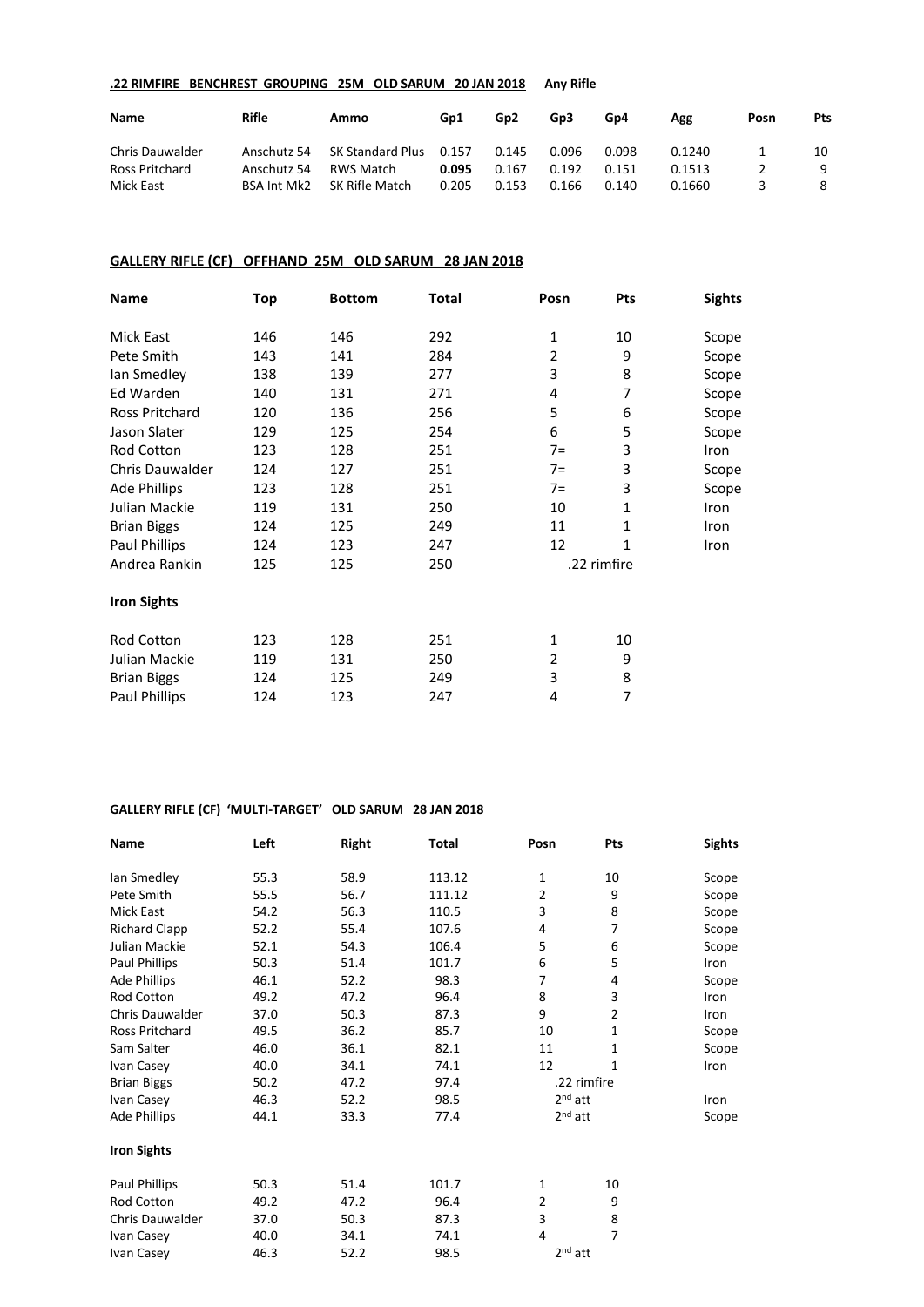**.22 RIMFIRE BENCHREST GROUPING 25M OLD SARUM 20 JAN 2018** **Any Rifle**

| Name | Rifle | Ammo | Gp1 | Gp2 | Gp3 | Gp4 | Agg | Posn | Pts |
|---|---|---|---|---|---|---|---|---|---|
| Chris Dauwalder | Anschutz 54 | SK Standard Plus | 0.157 | 0.145 | 0.096 | 0.098 | 0.1240 | 1 | 10 |
| Ross Pritchard | Anschutz 54 | RWS Match | **0.095** | 0.167 | 0.192 | 0.151 | 0.1513 | 2 | 9 |
| Mick East | BSA Int Mk2 | SK Rifle Match | 0.205 | 0.153 | 0.166 | 0.140 | 0.1660 | 3 | 8 |

**GALLERY RIFLE (CF) OFFHAND 25M OLD SARUM 28 JAN 2018**

| Name | Top | Bottom | Total | Posn | Pts | Sights |
|---|---|---|---|---|---|---|
| Mick East | 146 | 146 | 292 | 1 | 10 | Scope |
| Pete Smith | 143 | 141 | 284 | 2 | 9 | Scope |
| Ian Smedley | 138 | 139 | 277 | 3 | 8 | Scope |
| Ed Warden | 140 | 131 | 271 | 4 | 7 | Scope |
| Ross Pritchard | 120 | 136 | 256 | 5 | 6 | Scope |
| Jason Slater | 129 | 125 | 254 | 6 | 5 | Scope |
| Rod Cotton | 123 | 128 | 251 | 7= | 3 | Iron |
| Chris Dauwalder | 124 | 127 | 251 | 7= | 3 | Scope |
| Ade Phillips | 123 | 128 | 251 | 7= | 3 | Scope |
| Julian Mackie | 119 | 131 | 250 | 10 | 1 | Iron |
| Brian Biggs | 124 | 125 | 249 | 11 | 1 | Iron |
| Paul Phillips | 124 | 123 | 247 | 12 | 1 | Iron |
| Andrea Rankin | 125 | 125 | 250 | .22 rimfire | | |
| **Iron Sights** | | | | | | |
| Rod Cotton | 123 | 128 | 251 | 1 | 10 | |
| Julian Mackie | 119 | 131 | 250 | 2 | 9 | |
| Brian Biggs | 124 | 125 | 249 | 3 | 8 | |
| Paul Phillips | 124 | 123 | 247 | 4 | 7 | |

**GALLERY RIFLE (CF) 'MULTI-TARGET' OLD SARUM 28 JAN 2018**

| Name | Left | Right | Total | Posn | Pts | Sights |
|---|---|---|---|---|---|---|
| Ian Smedley | 55.3 | 58.9 | 113.12 | 1 | 10 | Scope |
| Pete Smith | 55.5 | 56.7 | 111.12 | 2 | 9 | Scope |
| Mick East | 54.2 | 56.3 | 110.5 | 3 | 8 | Scope |
| Richard Clapp | 52.2 | 55.4 | 107.6 | 4 | 7 | Scope |
| Julian Mackie | 52.1 | 54.3 | 106.4 | 5 | 6 | Scope |
| Paul Phillips | 50.3 | 51.4 | 101.7 | 6 | 5 | Iron |
| Ade Phillips | 46.1 | 52.2 | 98.3 | 7 | 4 | Scope |
| Rod Cotton | 49.2 | 47.2 | 96.4 | 8 | 3 | Iron |
| Chris Dauwalder | 37.0 | 50.3 | 87.3 | 9 | 2 | Iron |
| Ross Pritchard | 49.5 | 36.2 | 85.7 | 10 | 1 | Scope |
| Sam Salter | 46.0 | 36.1 | 82.1 | 11 | 1 | Scope |
| Ivan Casey | 40.0 | 34.1 | 74.1 | 12 | 1 | Iron |
| Brian Biggs | 50.2 | 47.2 | 97.4 | .22 rimfire | | |
| Ivan Casey | 46.3 | 52.2 | 98.5 | 2nd att | | Iron |
| Ade Phillips | 44.1 | 33.3 | 77.4 | 2nd att | | Scope |
| **Iron Sights** | | | | | | |
| Paul Phillips | 50.3 | 51.4 | 101.7 | 1 | 10 | |
| Rod Cotton | 49.2 | 47.2 | 96.4 | 2 | 9 | |
| Chris Dauwalder | 37.0 | 50.3 | 87.3 | 3 | 8 | |
| Ivan Casey | 40.0 | 34.1 | 74.1 | 4 | 7 | |
| Ivan Casey | 46.3 | 52.2 | 98.5 | 2nd att | | |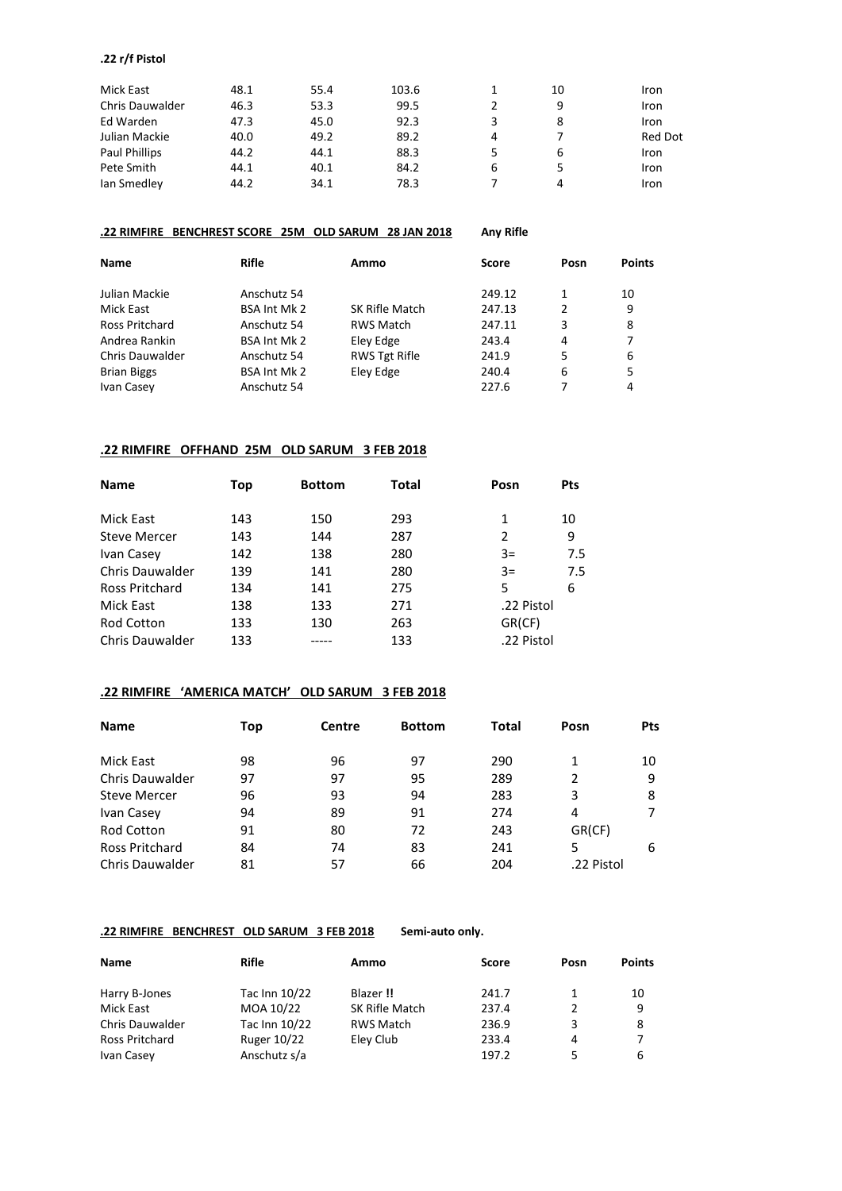**.22 r/f Pistol**

| | | | | | | |
|---|---|---|---|---|---|---|
| Mick East | 48.1 | 55.4 | 103.6 | 1 | 10 | Iron |
| Chris Dauwalder | 46.3 | 53.3 | 99.5 | 2 | 9 | Iron |
| Ed Warden | 47.3 | 45.0 | 92.3 | 3 | 8 | Iron |
| Julian Mackie | 40.0 | 49.2 | 89.2 | 4 | 7 | Red Dot |
| Paul Phillips | 44.2 | 44.1 | 88.3 | 5 | 6 | Iron |
| Pete Smith | 44.1 | 40.1 | 84.2 | 6 | 5 | Iron |
| Ian Smedley | 44.2 | 34.1 | 78.3 | 7 | 4 | Iron |

**.22 RIMFIRE BENCHREST SCORE 25M OLD SARUM 28 JAN 2018** **Any Rifle**

| Name | Rifle | Ammo | Score | Posn | Points |
|---|---|---|---|---|---|
| Julian Mackie | Anschutz 54 | | 249.12 | 1 | 10 |
| Mick East | BSA Int Mk 2 | SK Rifle Match | 247.13 | 2 | 9 |
| Ross Pritchard | Anschutz 54 | RWS Match | 247.11 | 3 | 8 |
| Andrea Rankin | BSA Int Mk 2 | Eley Edge | 243.4 | 4 | 7 |
| Chris Dauwalder | Anschutz 54 | RWS Tgt Rifle | 241.9 | 5 | 6 |
| Brian Biggs | BSA Int Mk 2 | Eley Edge | 240.4 | 6 | 5 |
| Ivan Casey | Anschutz 54 | | 227.6 | 7 | 4 |

**.22 RIMFIRE OFFHAND 25M OLD SARUM 3 FEB 2018**

| Name | Top | Bottom | Total | Posn | Pts |
|---|---|---|---|---|---|
| Mick East | 143 | 150 | 293 | 1 | 10 |
| Steve Mercer | 143 | 144 | 287 | 2 | 9 |
| Ivan Casey | 142 | 138 | 280 | 3= | 7.5 |
| Chris Dauwalder | 139 | 141 | 280 | 3= | 7.5 |
| Ross Pritchard | 134 | 141 | 275 | 5 | 6 |
| Mick East | 138 | 133 | 271 | .22 Pistol | |
| Rod Cotton | 133 | 130 | 263 | GR(CF) | |
| Chris Dauwalder | 133 | ----- | 133 | .22 Pistol | |

**.22 RIMFIRE 'AMERICA MATCH' OLD SARUM 3 FEB 2018**

| Name | Top | Centre | Bottom | Total | Posn | Pts |
|---|---|---|---|---|---|---|
| Mick East | 98 | 96 | 97 | 290 | 1 | 10 |
| Chris Dauwalder | 97 | 97 | 95 | 289 | 2 | 9 |
| Steve Mercer | 96 | 93 | 94 | 283 | 3 | 8 |
| Ivan Casey | 94 | 89 | 91 | 274 | 4 | 7 |
| Rod Cotton | 91 | 80 | 72 | 243 | GR(CF) | |
| Ross Pritchard | 84 | 74 | 83 | 241 | 5 | 6 |
| Chris Dauwalder | 81 | 57 | 66 | 204 | .22 Pistol | |

**.22 RIMFIRE BENCHREST OLD SARUM 3 FEB 2018** **Semi-auto only.**

| Name | Rifle | Ammo | Score | Posn | Points |
|---|---|---|---|---|---|
| Harry B-Jones | Tac Inn 10/22 | Blazer **!!** | 241.7 | 1 | 10 |
| Mick East | MOA 10/22 | SK Rifle Match | 237.4 | 2 | 9 |
| Chris Dauwalder | Tac Inn 10/22 | RWS Match | 236.9 | 3 | 8 |
| Ross Pritchard | Ruger 10/22 | Eley Club | 233.4 | 4 | 7 |
| Ivan Casey | Anschutz s/a | | 197.2 | 5 | 6 |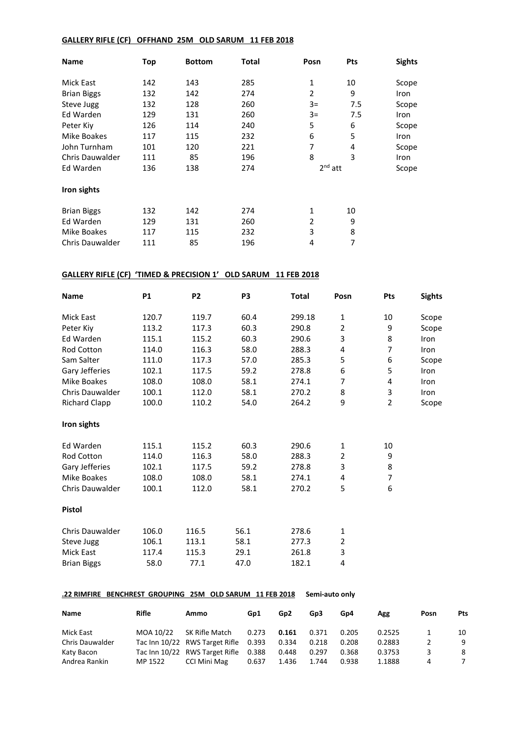**GALLERY RIFLE (CF) OFFHAND 25M OLD SARUM 11 FEB 2018**

| Name | Top | Bottom | Total | Posn | Pts | Sights |
|---|---|---|---|---|---|---|
| Mick East | 142 | 143 | 285 | 1 | 10 | Scope |
| Brian Biggs | 132 | 142 | 274 | 2 | 9 | Iron |
| Steve Jugg | 132 | 128 | 260 | 3= | 7.5 | Scope |
| Ed Warden | 129 | 131 | 260 | 3= | 7.5 | Iron |
| Peter Kiy | 126 | 114 | 240 | 5 | 6 | Scope |
| Mike Boakes | 117 | 115 | 232 | 6 | 5 | Iron |
| John Turnham | 101 | 120 | 221 | 7 | 4 | Scope |
| Chris Dauwalder | 111 | 85 | 196 | 8 | 3 | Iron |
| Ed Warden | 136 | 138 | 274 | 2nd att | | Scope |

**Iron sights**

| Name | Top | Bottom | Total | Posn | Pts |
|---|---|---|---|---|---|
| Brian Biggs | 132 | 142 | 274 | 1 | 10 |
| Ed Warden | 129 | 131 | 260 | 2 | 9 |
| Mike Boakes | 117 | 115 | 232 | 3 | 8 |
| Chris Dauwalder | 111 | 85 | 196 | 4 | 7 |

**GALLERY RIFLE (CF) 'TIMED & PRECISION 1' OLD SARUM 11 FEB 2018**

| Name | P1 | P2 | P3 | Total | Posn | Pts | Sights |
|---|---|---|---|---|---|---|---|
| Mick East | 120.7 | 119.7 | 60.4 | 299.18 | 1 | 10 | Scope |
| Peter Kiy | 113.2 | 117.3 | 60.3 | 290.8 | 2 | 9 | Scope |
| Ed Warden | 115.1 | 115.2 | 60.3 | 290.6 | 3 | 8 | Iron |
| Rod Cotton | 114.0 | 116.3 | 58.0 | 288.3 | 4 | 7 | Iron |
| Sam Salter | 111.0 | 117.3 | 57.0 | 285.3 | 5 | 6 | Scope |
| Gary Jefferies | 102.1 | 117.5 | 59.2 | 278.8 | 6 | 5 | Iron |
| Mike Boakes | 108.0 | 108.0 | 58.1 | 274.1 | 7 | 4 | Iron |
| Chris Dauwalder | 100.1 | 112.0 | 58.1 | 270.2 | 8 | 3 | Iron |
| Richard Clapp | 100.0 | 110.2 | 54.0 | 264.2 | 9 | 2 | Scope |

**Iron sights**

| Name | P1 | P2 | P3 | Total | Posn | Pts |
|---|---|---|---|---|---|---|
| Ed Warden | 115.1 | 115.2 | 60.3 | 290.6 | 1 | 10 |
| Rod Cotton | 114.0 | 116.3 | 58.0 | 288.3 | 2 | 9 |
| Gary Jefferies | 102.1 | 117.5 | 59.2 | 278.8 | 3 | 8 |
| Mike Boakes | 108.0 | 108.0 | 58.1 | 274.1 | 4 | 7 |
| Chris Dauwalder | 100.1 | 112.0 | 58.1 | 270.2 | 5 | 6 |

**Pistol**

| Name | P1 | P2 | P3 | Total | Posn |
|---|---|---|---|---|---|
| Chris Dauwalder | 106.0 | 116.5 | 56.1 | 278.6 | 1 |
| Steve Jugg | 106.1 | 113.1 | 58.1 | 277.3 | 2 |
| Mick East | 117.4 | 115.3 | 29.1 | 261.8 | 3 |
| Brian Biggs | 58.0 | 77.1 | 47.0 | 182.1 | 4 |

**.22 RIMFIRE BENCHREST GROUPING 25M OLD SARUM 11 FEB 2018** **Semi-auto only**

| Name | Rifle | Ammo | Gp1 | Gp2 | Gp3 | Gp4 | Agg | Posn | Pts |
|---|---|---|---|---|---|---|---|---|---|
| Mick East | MOA 10/22 | SK Rifle Match | 0.273 | **0.161** | 0.371 | 0.205 | 0.2525 | 1 | 10 |
| Chris Dauwalder | Tac Inn 10/22 | RWS Target Rifle | 0.393 | 0.334 | 0.218 | 0.208 | 0.2883 | 2 | 9 |
| Katy Bacon | Tac Inn 10/22 | RWS Target Rifle | 0.388 | 0.448 | 0.297 | 0.368 | 0.3753 | 3 | 8 |
| Andrea Rankin | MP 1522 | CCI Mini Mag | 0.637 | 1.436 | 1.744 | 0.938 | 1.1888 | 4 | 7 |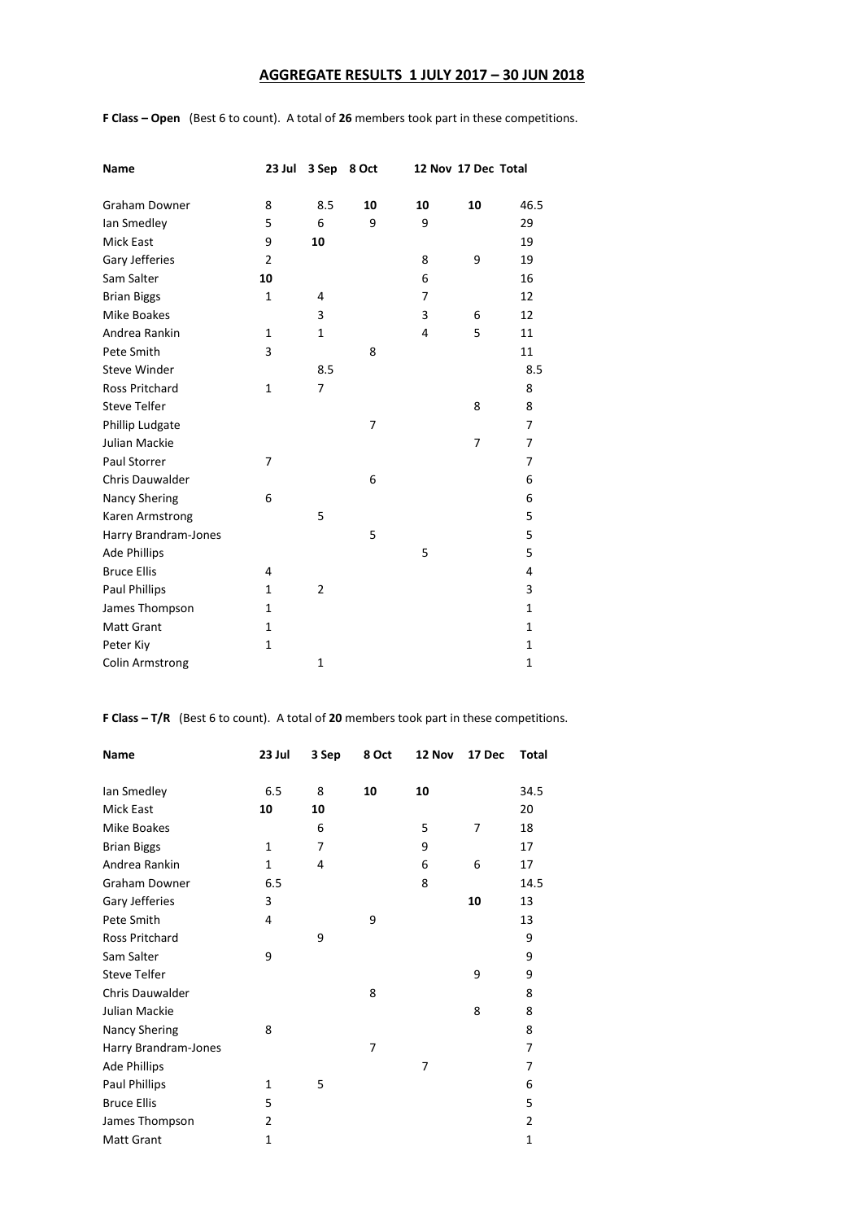## AGGREGATE RESULTS 1 JULY 2017 – 30 JUN 2018

**F Class – Open** (Best 6 to count). A total of **26** members took part in these competitions.

| Name | 23 Jul | 3 Sep | 8 Oct | 12 Nov | 17 Dec | Total |
|---|---|---|---|---|---|---|
| Graham Downer | 8 | 8.5 | **10** | **10** | **10** | 46.5 |
| Ian Smedley | 5 | 6 | 9 | 9 | | 29 |
| Mick East | 9 | **10** | | | | 19 |
| Gary Jefferies | 2 | | | 8 | 9 | 19 |
| Sam Salter | **10** | | | 6 | | 16 |
| Brian Biggs | 1 | 4 | | 7 | | 12 |
| Mike Boakes | | 3 | | 3 | 6 | 12 |
| Andrea Rankin | 1 | 1 | | 4 | 5 | 11 |
| Pete Smith | 3 | | 8 | | | 11 |
| Steve Winder | | 8.5 | | | | 8.5 |
| Ross Pritchard | 1 | 7 | | | | 8 |
| Steve Telfer | | | | | 8 | 8 |
| Phillip Ludgate | | | 7 | | | 7 |
| Julian Mackie | | | | | 7 | 7 |
| Paul Storrer | 7 | | | | | 7 |
| Chris Dauwalder | | | 6 | | | 6 |
| Nancy Shering | 6 | | | | | 6 |
| Karen Armstrong | | 5 | | | | 5 |
| Harry Brandram-Jones | | | 5 | | | 5 |
| Ade Phillips | | | | 5 | | 5 |
| Bruce Ellis | 4 | | | | | 4 |
| Paul Phillips | 1 | 2 | | | | 3 |
| James Thompson | 1 | | | | | 1 |
| Matt Grant | 1 | | | | | 1 |
| Peter Kiy | 1 | | | | | 1 |
| Colin Armstrong | | 1 | | | | 1 |

**F Class – T/R** (Best 6 to count). A total of **20** members took part in these competitions.

| Name | 23 Jul | 3 Sep | 8 Oct | 12 Nov | 17 Dec | Total |
|---|---|---|---|---|---|---|
| Ian Smedley | 6.5 | 8 | **10** | **10** | | 34.5 |
| Mick East | **10** | **10** | | | | 20 |
| Mike Boakes | | 6 | | 5 | 7 | 18 |
| Brian Biggs | 1 | 7 | | 9 | | 17 |
| Andrea Rankin | 1 | 4 | | 6 | 6 | 17 |
| Graham Downer | 6.5 | | | 8 | | 14.5 |
| Gary Jefferies | 3 | | | | **10** | 13 |
| Pete Smith | 4 | | 9 | | | 13 |
| Ross Pritchard | | 9 | | | | 9 |
| Sam Salter | 9 | | | | | 9 |
| Steve Telfer | | | | | 9 | 9 |
| Chris Dauwalder | | | 8 | | | 8 |
| Julian Mackie | | | | | 8 | 8 |
| Nancy Shering | 8 | | | | | 8 |
| Harry Brandram-Jones | | | 7 | | | 7 |
| Ade Phillips | | | | 7 | | 7 |
| Paul Phillips | 1 | 5 | | | | 6 |
| Bruce Ellis | 5 | | | | | 5 |
| James Thompson | 2 | | | | | 2 |
| Matt Grant | 1 | | | | | 1 |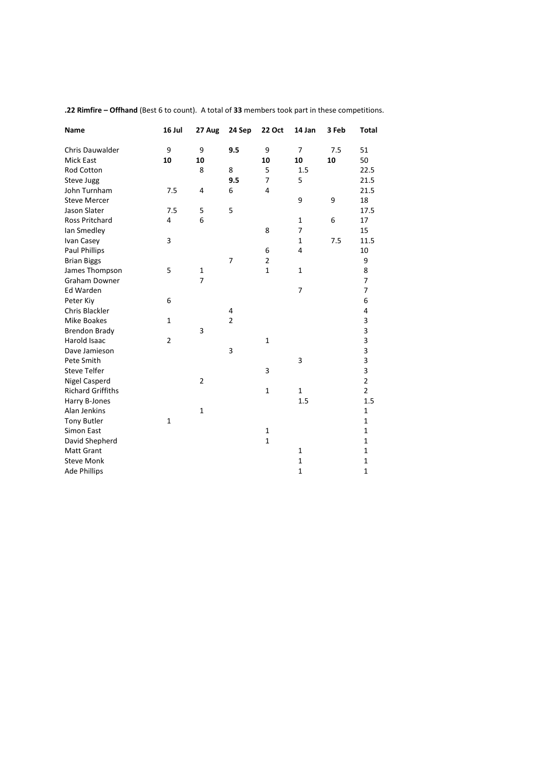**.22 Rimfire – Offhand** (Best 6 to count). A total of **33** members took part in these competitions.

| Name | 16 Jul | 27 Aug | 24 Sep | 22 Oct | 14 Jan | 3 Feb | Total |
|---|---|---|---|---|---|---|---|
| Chris Dauwalder | 9 | 9 | **9.5** | 9 | 7 | 7.5 | 51 |
| Mick East | **10** | **10** | | **10** | **10** | **10** | 50 |
| Rod Cotton | | 8 | 8 | 5 | 1.5 | | 22.5 |
| Steve Jugg | | | **9.5** | 7 | 5 | | 21.5 |
| John Turnham | 7.5 | 4 | 6 | 4 | | | 21.5 |
| Steve Mercer | | | | | 9 | 9 | 18 |
| Jason Slater | 7.5 | 5 | 5 | | | | 17.5 |
| Ross Pritchard | 4 | 6 | | | 1 | 6 | 17 |
| Ian Smedley | | | | 8 | 7 | | 15 |
| Ivan Casey | 3 | | | | 1 | 7.5 | 11.5 |
| Paul Phillips | | | | 6 | 4 | | 10 |
| Brian Biggs | | | 7 | 2 | | | 9 |
| James Thompson | 5 | 1 | | 1 | 1 | | 8 |
| Graham Downer | | 7 | | | | | 7 |
| Ed Warden | | | | | 7 | | 7 |
| Peter Kiy | 6 | | | | | | 6 |
| Chris Blackler | | | 4 | | | | 4 |
| Mike Boakes | 1 | | 2 | | | | 3 |
| Brendon Brady | | 3 | | | | | 3 |
| Harold Isaac | 2 | | | 1 | | | 3 |
| Dave Jamieson | | | 3 | | | | 3 |
| Pete Smith | | | | | 3 | | 3 |
| Steve Telfer | | | | 3 | | | 3 |
| Nigel Casperd | | 2 | | | | | 2 |
| Richard Griffiths | | | | 1 | 1 | | 2 |
| Harry B-Jones | | | | | 1.5 | | 1.5 |
| Alan Jenkins | | 1 | | | | | 1 |
| Tony Butler | 1 | | | | | | 1 |
| Simon East | | | | 1 | | | 1 |
| David Shepherd | | | | 1 | | | 1 |
| Matt Grant | | | | | 1 | | 1 |
| Steve Monk | | | | | 1 | | 1 |
| Ade Phillips | | | | | 1 | | 1 |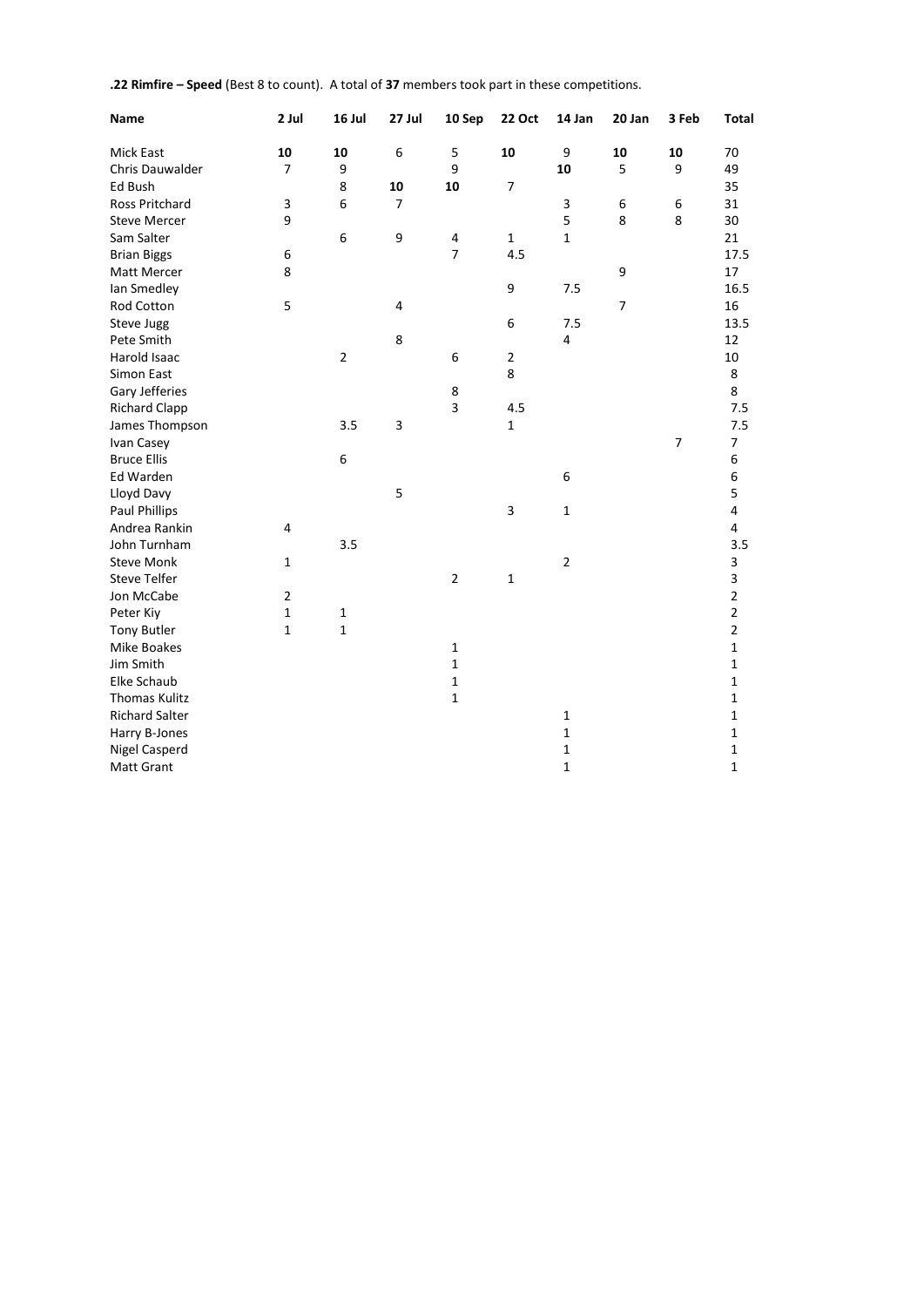**.22 Rimfire – Speed** (Best 8 to count). A total of **37** members took part in these competitions.

| Name | 2 Jul | 16 Jul | 27 Jul | 10 Sep | 22 Oct | 14 Jan | 20 Jan | 3 Feb | Total |
|---|---|---|---|---|---|---|---|---|---|
| Mick East | **10** | **10** | 6 | 5 | **10** | 9 | **10** | **10** | 70 |
| Chris Dauwalder | 7 | 9 | | 9 | | **10** | 5 | 9 | 49 |
| Ed Bush | | 8 | **10** | **10** | 7 | | | | 35 |
| Ross Pritchard | 3 | 6 | 7 | | | 3 | 6 | 6 | 31 |
| Steve Mercer | 9 | | | | | 5 | 8 | 8 | 30 |
| Sam Salter | | 6 | 9 | 4 | 1 | 1 | | | 21 |
| Brian Biggs | 6 | | | 7 | 4.5 | | | | 17.5 |
| Matt Mercer | 8 | | | | | | 9 | | 17 |
| Ian Smedley | | | | | 9 | 7.5 | | | 16.5 |
| Rod Cotton | 5 | | 4 | | | | 7 | | 16 |
| Steve Jugg | | | | | 6 | 7.5 | | | 13.5 |
| Pete Smith | | | 8 | | | 4 | | | 12 |
| Harold Isaac | | 2 | | 6 | 2 | | | | 10 |
| Simon East | | | | | 8 | | | | 8 |
| Gary Jefferies | | | | 8 | | | | | 8 |
| Richard Clapp | | | | 3 | 4.5 | | | | 7.5 |
| James Thompson | | 3.5 | 3 | | 1 | | | | 7.5 |
| Ivan Casey | | | | | | | | 7 | 7 |
| Bruce Ellis | | 6 | | | | | | | 6 |
| Ed Warden | | | | | | 6 | | | 6 |
| Lloyd Davy | | | 5 | | | | | | 5 |
| Paul Phillips | | | | | 3 | 1 | | | 4 |
| Andrea Rankin | 4 | | | | | | | | 4 |
| John Turnham | | 3.5 | | | | | | | 3.5 |
| Steve Monk | 1 | | | | | 2 | | | 3 |
| Steve Telfer | | | | 2 | 1 | | | | 3 |
| Jon McCabe | 2 | | | | | | | | 2 |
| Peter Kiy | 1 | 1 | | | | | | | 2 |
| Tony Butler | 1 | 1 | | | | | | | 2 |
| Mike Boakes | | | | 1 | | | | | 1 |
| Jim Smith | | | | 1 | | | | | 1 |
| Elke Schaub | | | | 1 | | | | | 1 |
| Thomas Kulitz | | | | 1 | | | | | 1 |
| Richard Salter | | | | | | 1 | | | 1 |
| Harry B-Jones | | | | | | 1 | | | 1 |
| Nigel Casperd | | | | | | 1 | | | 1 |
| Matt Grant | | | | | | 1 | | | 1 |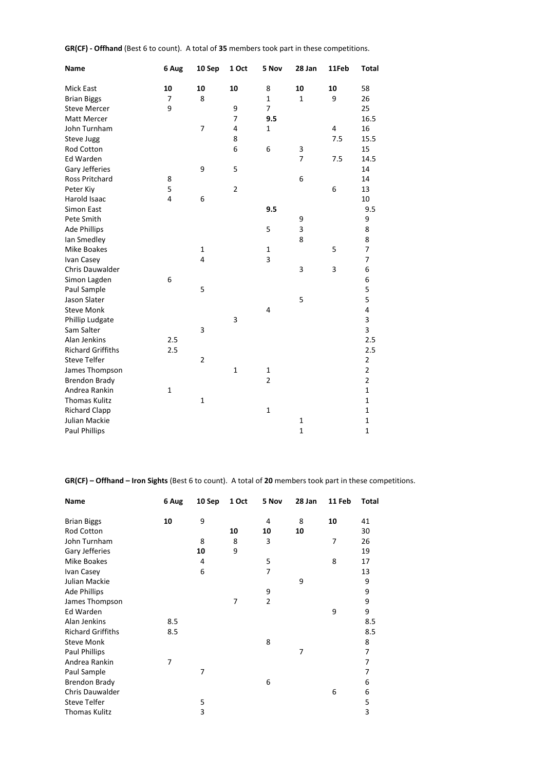**GR(CF) - Offhand** (Best 6 to count). A total of **35** members took part in these competitions.

| Name | 6 Aug | 10 Sep | 1 Oct | 5 Nov | 28 Jan | 11Feb | Total |
|---|---|---|---|---|---|---|---|
| Mick East | **10** | **10** | **10** | 8 | **10** | **10** | 58 |
| Brian Biggs | 7 | 8 | | 1 | 1 | 9 | 26 |
| Steve Mercer | 9 | | 9 | 7 | | | 25 |
| Matt Mercer | | | 7 | **9.5** | | | 16.5 |
| John Turnham | | 7 | 4 | 1 | | 4 | 16 |
| Steve Jugg | | | 8 | | | 7.5 | 15.5 |
| Rod Cotton | | | 6 | 6 | 3 | | 15 |
| Ed Warden | | | | | 7 | 7.5 | 14.5 |
| Gary Jefferies | | 9 | 5 | | | | 14 |
| Ross Pritchard | 8 | | | | 6 | | 14 |
| Peter Kiy | 5 | | 2 | | | 6 | 13 |
| Harold Isaac | 4 | 6 | | | | | 10 |
| Simon East | | | | **9.5** | | | 9.5 |
| Pete Smith | | | | | 9 | | 9 |
| Ade Phillips | | | | 5 | 3 | | 8 |
| Ian Smedley | | | | | 8 | | 8 |
| Mike Boakes | | 1 | | 1 | | 5 | 7 |
| Ivan Casey | | 4 | | 3 | | | 7 |
| Chris Dauwalder | | | | | 3 | 3 | 6 |
| Simon Lagden | 6 | | | | | | 6 |
| Paul Sample | | 5 | | | | | 5 |
| Jason Slater | | | | | 5 | | 5 |
| Steve Monk | | | | 4 | | | 4 |
| Phillip Ludgate | | | 3 | | | | 3 |
| Sam Salter | | 3 | | | | | 3 |
| Alan Jenkins | 2.5 | | | | | | 2.5 |
| Richard Griffiths | 2.5 | | | | | | 2.5 |
| Steve Telfer | | 2 | | | | | 2 |
| James Thompson | | | 1 | 1 | | | 2 |
| Brendon Brady | | | | 2 | | | 2 |
| Andrea Rankin | 1 | | | | | | 1 |
| Thomas Kulitz | | 1 | | | | | 1 |
| Richard Clapp | | | | 1 | | | 1 |
| Julian Mackie | | | | | 1 | | 1 |
| Paul Phillips | | | | | 1 | | 1 |

**GR(CF) – Offhand – Iron Sights** (Best 6 to count). A total of **20** members took part in these competitions.

| Name | 6 Aug | 10 Sep | 1 Oct | 5 Nov | 28 Jan | 11 Feb | Total |
|---|---|---|---|---|---|---|---|
| Brian Biggs | **10** | 9 | | 4 | 8 | **10** | 41 |
| Rod Cotton | | | **10** | **10** | **10** | | 30 |
| John Turnham | | 8 | 8 | 3 | | 7 | 26 |
| Gary Jefferies | | **10** | 9 | | | | 19 |
| Mike Boakes | | 4 | | 5 | | 8 | 17 |
| Ivan Casey | | 6 | | 7 | | | 13 |
| Julian Mackie | | | | | 9 | | 9 |
| Ade Phillips | | | | 9 | | | 9 |
| James Thompson | | | 7 | 2 | | | 9 |
| Ed Warden | | | | | | 9 | 9 |
| Alan Jenkins | 8.5 | | | | | | 8.5 |
| Richard Griffiths | 8.5 | | | | | | 8.5 |
| Steve Monk | | | | 8 | | | 8 |
| Paul Phillips | | | | | 7 | | 7 |
| Andrea Rankin | 7 | | | | | | 7 |
| Paul Sample | | 7 | | | | | 7 |
| Brendon Brady | | | | 6 | | | 6 |
| Chris Dauwalder | | | | | | 6 | 6 |
| Steve Telfer | | 5 | | | | | 5 |
| Thomas Kulitz | | 3 | | | | | 3 |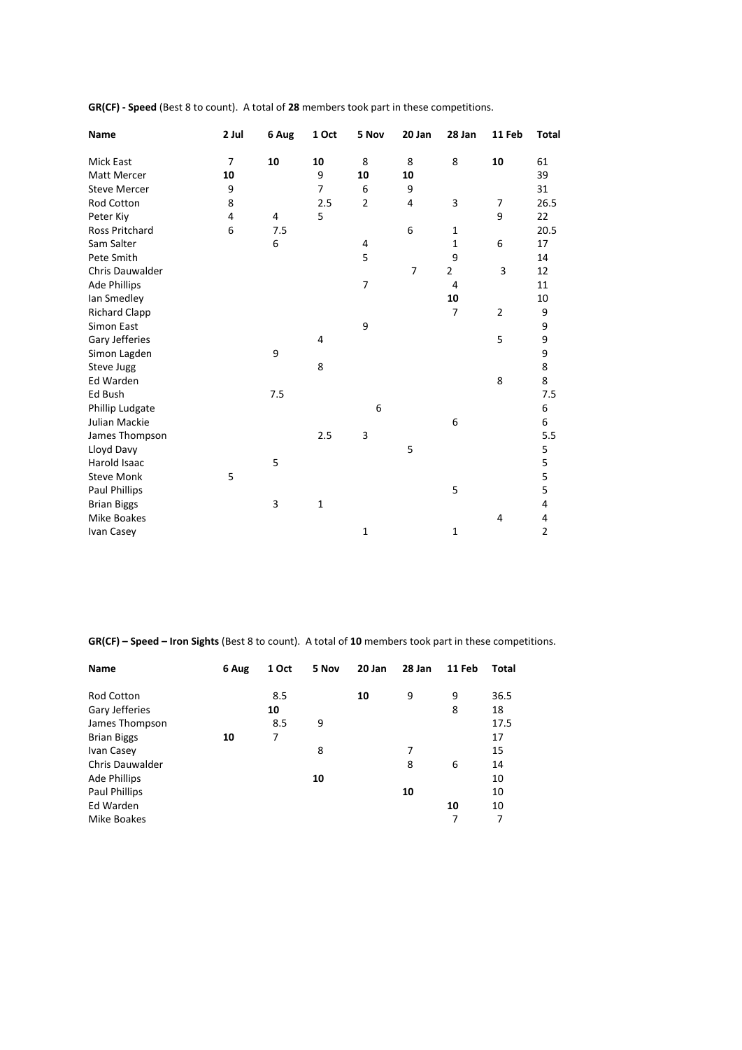**GR(CF) - Speed** (Best 8 to count). A total of **28** members took part in these competitions.

| Name | 2 Jul | 6 Aug | 1 Oct | 5 Nov | 20 Jan | 28 Jan | 11 Feb | Total |
|---|---|---|---|---|---|---|---|---|
| Mick East | 7 | **10** | **10** | 8 | 8 | 8 | **10** | 61 |
| Matt Mercer | **10** | | 9 | **10** | **10** | | | 39 |
| Steve Mercer | 9 | | 7 | 6 | 9 | | | 31 |
| Rod Cotton | 8 | | 2.5 | 2 | 4 | 3 | 7 | 26.5 |
| Peter Kiy | 4 | 4 | 5 | | | | 9 | 22 |
| Ross Pritchard | 6 | 7.5 | | | 6 | 1 | | 20.5 |
| Sam Salter | | 6 | | 4 | | 1 | 6 | 17 |
| Pete Smith | | | | 5 | | 9 | | 14 |
| Chris Dauwalder | | | | | 7 | 2 | 3 | 12 |
| Ade Phillips | | | | 7 | | 4 | | 11 |
| Ian Smedley | | | | | | **10** | | 10 |
| Richard Clapp | | | | | | 7 | 2 | 9 |
| Simon East | | | | 9 | | | | 9 |
| Gary Jefferies | | | 4 | | | | 5 | 9 |
| Simon Lagden | | 9 | | | | | | 9 |
| Steve Jugg | | | 8 | | | | | 8 |
| Ed Warden | | | | | | | 8 | 8 |
| Ed Bush | | 7.5 | | | | | | 7.5 |
| Phillip Ludgate | | | | 6 | | | | 6 |
| Julian Mackie | | | | | | 6 | | 6 |
| James Thompson | | | 2.5 | 3 | | | | 5.5 |
| Lloyd Davy | | | | | 5 | | | 5 |
| Harold Isaac | | 5 | | | | | | 5 |
| Steve Monk | 5 | | | | | | | 5 |
| Paul Phillips | | | | | | 5 | | 5 |
| Brian Biggs | | 3 | 1 | | | | | 4 |
| Mike Boakes | | | | | | | 4 | 4 |
| Ivan Casey | | | | 1 | | 1 | | 2 |

**GR(CF) – Speed – Iron Sights** (Best 8 to count). A total of **10** members took part in these competitions.

| Name | 6 Aug | 1 Oct | 5 Nov | 20 Jan | 28 Jan | 11 Feb | Total |
|---|---|---|---|---|---|---|---|
| Rod Cotton | | 8.5 | | **10** | 9 | 9 | 36.5 |
| Gary Jefferies | | **10** | | | | 8 | 18 |
| James Thompson | | 8.5 | 9 | | | | 17.5 |
| Brian Biggs | **10** | 7 | | | | | 17 |
| Ivan Casey | | | 8 | | 7 | | 15 |
| Chris Dauwalder | | | | | 8 | 6 | 14 |
| Ade Phillips | | | **10** | | | | 10 |
| Paul Phillips | | | | | **10** | | 10 |
| Ed Warden | | | | | | **10** | 10 |
| Mike Boakes | | | | | | 7 | 7 |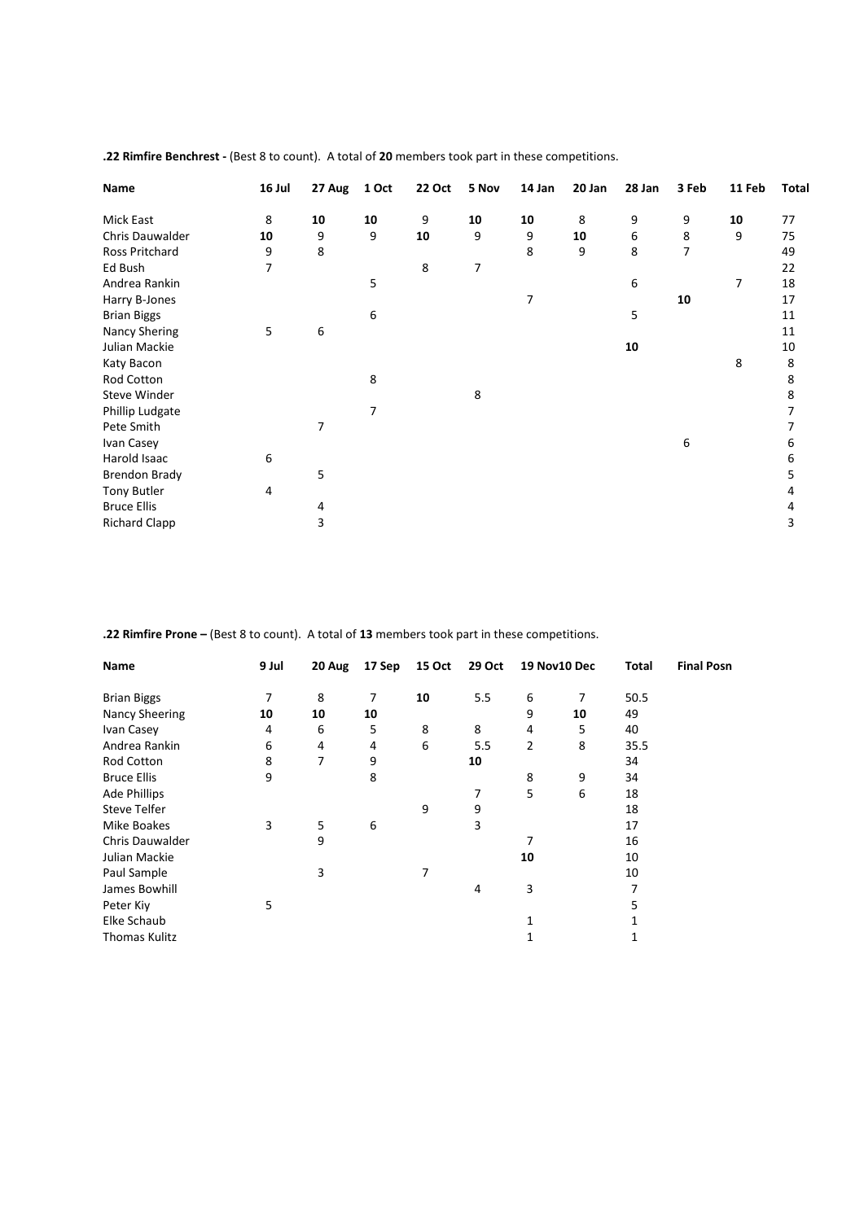**.22 Rimfire Benchrest -** (Best 8 to count). A total of **20** members took part in these competitions.

| Name | 16 Jul | 27 Aug | 1 Oct | 22 Oct | 5 Nov | 14 Jan | 20 Jan | 28 Jan | 3 Feb | 11 Feb | Total |
|---|---|---|---|---|---|---|---|---|---|---|---|
| Mick East | 8 | **10** | **10** | 9 | **10** | **10** | 8 | 9 | 9 | **10** | 77 |
| Chris Dauwalder | **10** | 9 | 9 | **10** | 9 | 9 | **10** | 6 | 8 | 9 | 75 |
| Ross Pritchard | 9 | 8 | | | | 8 | 9 | 8 | 7 | | 49 |
| Ed Bush | 7 | | | 8 | 7 | | | | | | 22 |
| Andrea Rankin | | | 5 | | | | | 6 | | 7 | 18 |
| Harry B-Jones | | | | | | 7 | | | **10** | | 17 |
| Brian Biggs | | | 6 | | | | | 5 | | | 11 |
| Nancy Shering | 5 | 6 | | | | | | | | | 11 |
| Julian Mackie | | | | | | | | **10** | | | 10 |
| Katy Bacon | | | | | | | | | | 8 | 8 |
| Rod Cotton | | | 8 | | | | | | | | 8 |
| Steve Winder | | | | | 8 | | | | | | 8 |
| Phillip Ludgate | | | 7 | | | | | | | | 7 |
| Pete Smith | | 7 | | | | | | | | | 7 |
| Ivan Casey | | | | | | | | | 6 | | 6 |
| Harold Isaac | 6 | | | | | | | | | | 6 |
| Brendon Brady | | 5 | | | | | | | | | 5 |
| Tony Butler | 4 | | | | | | | | | | 4 |
| Bruce Ellis | | 4 | | | | | | | | | 4 |
| Richard Clapp | | 3 | | | | | | | | | 3 |

**.22 Rimfire Prone –** (Best 8 to count). A total of **13** members took part in these competitions.

| Name | 9 Jul | 20 Aug | 17 Sep | 15 Oct | 29 Oct | 19 Nov | 10 Dec | Total | Final Posn |
|---|---|---|---|---|---|---|---|---|---|
| Brian Biggs | 7 | 8 | 7 | **10** | 5.5 | 6 | 7 | 50.5 | |
| Nancy Sheering | **10** | **10** | **10** | | | 9 | **10** | 49 | |
| Ivan Casey | 4 | 6 | 5 | 8 | 8 | 4 | 5 | 40 | |
| Andrea Rankin | 6 | 4 | 4 | 6 | 5.5 | 2 | 8 | 35.5 | |
| Rod Cotton | 8 | 7 | 9 | | **10** | | | 34 | |
| Bruce Ellis | 9 | | 8 | | | 8 | 9 | 34 | |
| Ade Phillips | | | | | 7 | 5 | 6 | 18 | |
| Steve Telfer | | | | 9 | 9 | | | 18 | |
| Mike Boakes | 3 | 5 | 6 | | 3 | | | 17 | |
| Chris Dauwalder | | 9 | | | | 7 | | 16 | |
| Julian Mackie | | | | | | **10** | | 10 | |
| Paul Sample | | 3 | | 7 | | | | 10 | |
| James Bowhill | | | | | 4 | 3 | | 7 | |
| Peter Kiy | 5 | | | | | | | 5 | |
| Elke Schaub | | | | | | 1 | | 1 | |
| Thomas Kulitz | | | | | | 1 | | 1 | |